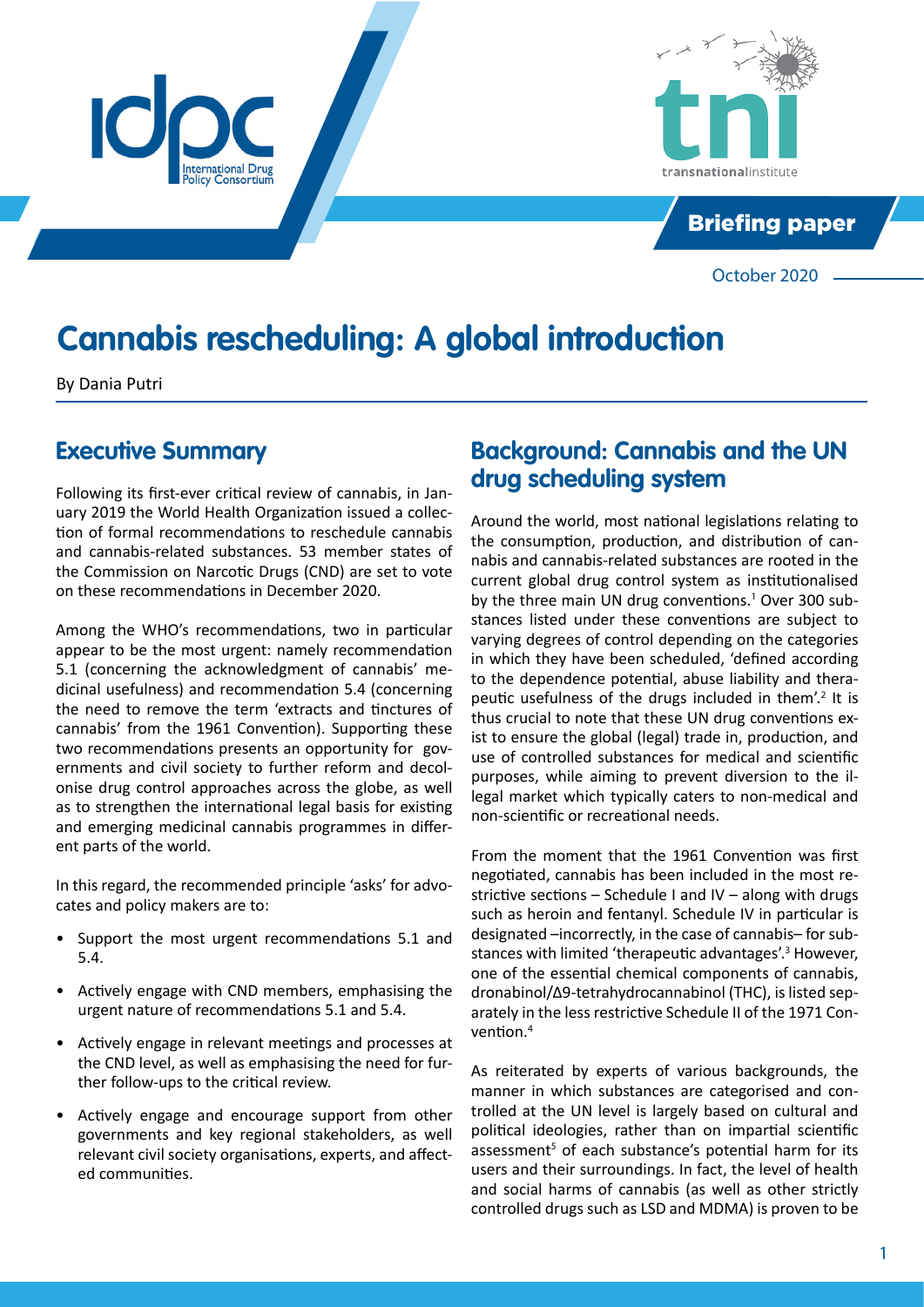Briefing paper

October 2020

# Cannabis rescheduling: A global introduction

By Dania Putri

## Executive Summary

Following its first-ever critical review of cannabis, in January 2019 the World Health Organization issued a collection of formal recommendations to reschedule cannabis and cannabis-related substances. 53 member states of the Commission on Narcotic Drugs (CND) are set to vote on these recommendations in December 2020.

Among the WHO's recommendations, two in particular appear to be the most urgent: namely recommendation 5.1 (concerning the acknowledgment of cannabis' medicinal usefulness) and recommendation 5.4 (concerning the need to remove the term 'extracts and tinctures of cannabis' from the 1961 Convention). Supporting these two recommendations presents an opportunity for governments and civil society to further reform and decolonise drug control approaches across the globe, as well as to strengthen the international legal basis for existing and emerging medicinal cannabis programmes in different parts of the world.

In this regard, the recommended principle 'asks' for advocates and policy makers are to:

- Support the most urgent recommendations 5.1 and 5.4.
- Actively engage with CND members, emphasising the urgent nature of recommendations 5.1 and 5.4.
- Actively engage in relevant meetings and processes at the CND level, as well as emphasising the need for further follow-ups to the critical review.
- Actively engage and encourage support from other governments and key regional stakeholders, as well relevant civil society organisations, experts, and affected communities.

## Background: Cannabis and the UN drug scheduling system

Around the world, most national legislations relating to the consumption, production, and distribution of cannabis and cannabis-related substances are rooted in the current global drug control system as institutionalised by the three main UN drug conventions.[1] Over 300 substances listed under these conventions are subject to varying degrees of control depending on the categories in which they have been scheduled, 'defined according to the dependence potential, abuse liability and therapeutic usefulness of the drugs included in them'.[2] It is thus crucial to note that these UN drug conventions exist to ensure the global (legal) trade in, production, and use of controlled substances for medical and scientific purposes, while aiming to prevent diversion to the illegal market which typically caters to non-medical and non-scientific or recreational needs.

From the moment that the 1961 Convention was first negotiated, cannabis has been included in the most restrictive sections – Schedule I and IV – along with drugs such as heroin and fentanyl. Schedule IV in particular is designated –incorrectly, in the case of cannabis– for substances with limited 'therapeutic advantages'.[3] However, one of the essential chemical components of cannabis, dronabinol/Δ9-tetrahydrocannabinol (THC), is listed separately in the less restrictive Schedule II of the 1971 Convention.[4]

As reiterated by experts of various backgrounds, the manner in which substances are categorised and controlled at the UN level is largely based on cultural and political ideologies, rather than on impartial scientific assessment[5] of each substance's potential harm for its users and their surroundings. In fact, the level of health and social harms of cannabis (as well as other strictly controlled drugs such as LSD and MDMA) is proven to be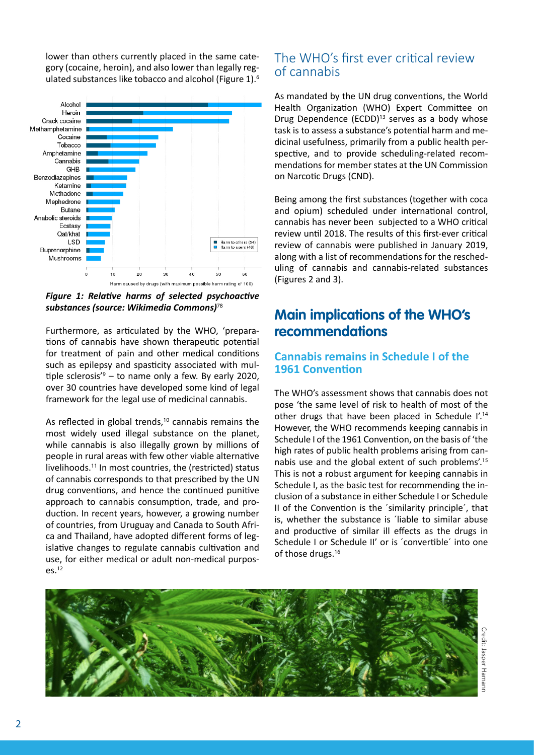lower than others currently placed in the same category (cocaine, heroin), and also lower than legally regulated substances like tobacco and alcohol (Figure 1).[6]

*Figure 1: Relative harms of selected psychoactive substances (source: Wikimedia Commons)*[7,8]

Furthermore, as articulated by the WHO, 'preparations of cannabis have shown therapeutic potential for treatment of pain and other medical conditions such as epilepsy and spasticity associated with multiple sclerosis'[9] – to name only a few. By early 2020, over 30 countries have developed some kind of legal framework for the legal use of medicinal cannabis.

As reflected in global trends,[10] cannabis remains the most widely used illegal substance on the planet, while cannabis is also illegally grown by millions of people in rural areas with few other viable alternative livelihoods.[11] In most countries, the (restricted) status of cannabis corresponds to that prescribed by the UN drug conventions, and hence the continued punitive approach to cannabis consumption, trade, and production. In recent years, however, a growing number of countries, from Uruguay and Canada to South Africa and Thailand, have adopted different forms of legislative changes to regulate cannabis cultivation and use, for either medical or adult non-medical purposes.[12]

## The WHO's first ever critical review of cannabis

As mandated by the UN drug conventions, the World Health Organization (WHO) Expert Committee on Drug Dependence (ECDD)[13] serves as a body whose task is to assess a substance's potential harm and medicinal usefulness, primarily from a public health perspective, and to provide scheduling-related recommendations for member states at the UN Commission on Narcotic Drugs (CND).

Being among the first substances (together with coca and opium) scheduled under international control, cannabis has never been subjected to a WHO critical review until 2018. The results of this first-ever critical review of cannabis were published in January 2019, along with a list of recommendations for the rescheduling of cannabis and cannabis-related substances (Figures 2 and 3).

# Main implications of the WHO's recommendations

### Cannabis remains in Schedule I of the 1961 Convention

The WHO's assessment shows that cannabis does not pose 'the same level of risk to health of most of the other drugs that have been placed in Schedule I'.[14] However, the WHO recommends keeping cannabis in Schedule I of the 1961 Convention, on the basis of 'the high rates of public health problems arising from cannabis use and the global extent of such problems'.[15] This is not a robust argument for keeping cannabis in Schedule I, as the basic test for recommending the inclusion of a substance in either Schedule I or Schedule II of the Convention is the ´similarity principle´, that is, whether the substance is ´liable to similar abuse and productive of similar ill effects as the drugs in Schedule I or Schedule II' or is ´convertible´ into one of those drugs.[16]

Credit: Jasper Hamann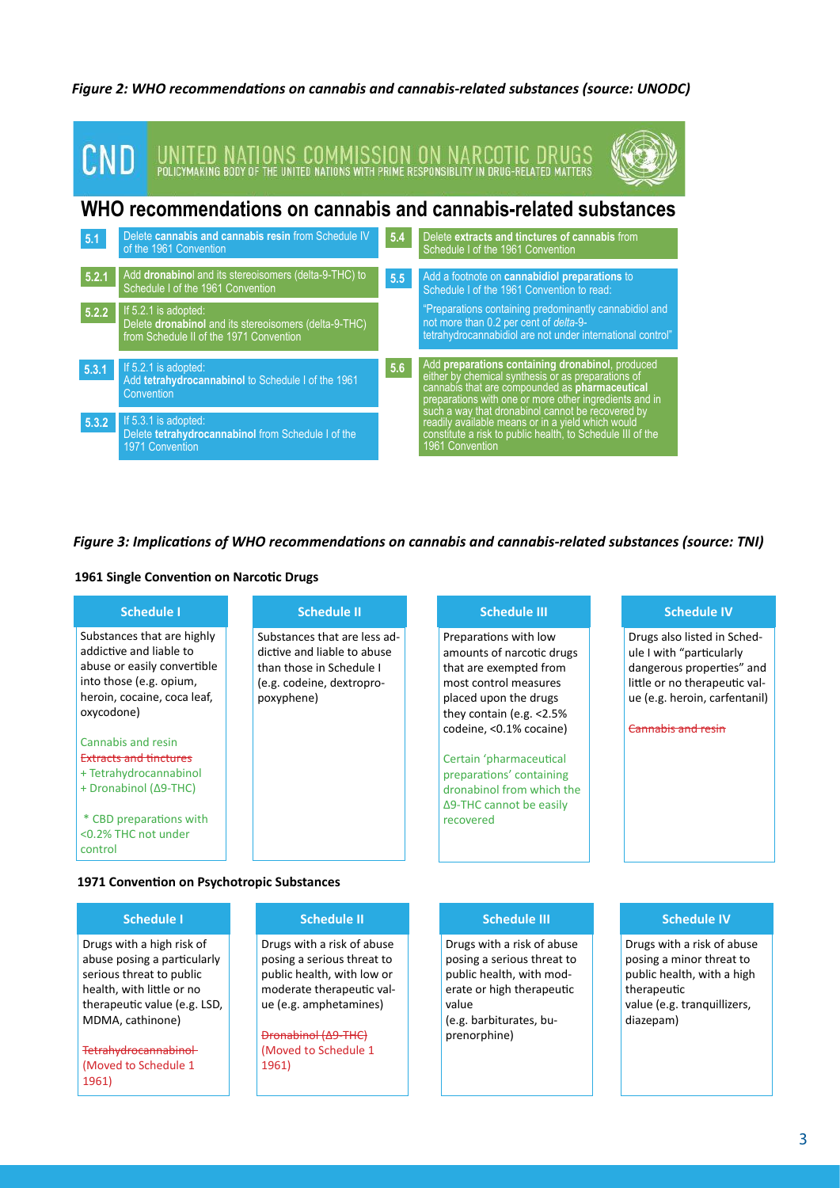*Figure 2: WHO recommendations on cannabis and cannabis-related substances (source: UNODC)*

CND UNITED NATIONS COMMISSION ON NARCOTIC DRUGS
POLICYMAKING BODY OF THE UNITED NATIONS WITH PRIME RESPONSIBLITY IN DRUG-RELATED MATTERS

## WHO recommendations on cannabis and cannabis-related substances

| | |
|---|---|
| 5.1 | Delete **cannabis and cannabis resin** from Schedule IV of the 1961 Convention |
| 5.2.1 | Add **dronabinol** and its stereoisomers (delta-9-THC) to Schedule I of the 1961 Convention |
| 5.2.2 | If 5.2.1 is adopted: Delete **dronabinol** and its stereoisomers (delta-9-THC) from Schedule II of the 1971 Convention |
| 5.3.1 | If 5.2.1 is adopted: Add **tetrahydrocannabinol** to Schedule I of the 1961 Convention |
| 5.3.2 | If 5.3.1 is adopted: Delete **tetrahydrocannabinol** from Schedule I of the 1971 Convention |
| 5.4 | Delete **extracts and tinctures of cannabis** from Schedule I of the 1961 Convention |
| 5.5 | Add a footnote on **cannabidiol preparations** to Schedule I of the 1961 Convention to read: "Preparations containing predominantly cannabidiol and not more than 0.2 per cent of *delta*-9-tetrahydrocannabidiol are not under international control" |
| 5.6 | Add **preparations containing dronabinol**, produced either by chemical synthesis or as preparations of cannabis that are compounded as **pharmaceutical** preparations with one or more other ingredients and in such a way that dronabinol cannot be recovered by readily available means or in a yield which would constitute a risk to public health, to Schedule III of the 1961 Convention |

*Figure 3: Implications of WHO recommendations on cannabis and cannabis-related substances (source: TNI)*

**1961 Single Convention on Narcotic Drugs**

| Schedule I | Schedule II | Schedule III | Schedule IV |
|---|---|---|---|
| Substances that are highly addictive and liable to abuse or easily convertible into those (e.g. opium, heroin, cocaine, coca leaf, oxycodone)<br><br>Cannabis and resin<br>~~Extracts and tinctures~~<br>+ Tetrahydrocannabinol<br>+ Dronabinol (Δ9-THC)<br><br>* CBD preparations with <0.2% THC not under control | Substances that are less addictive and liable to abuse than those in Schedule I (e.g. codeine, dextropropoxyphene) | Preparations with low amounts of narcotic drugs that are exempted from most control measures placed upon the drugs they contain (e.g. <2.5% codeine, <0.1% cocaine)<br><br>Certain 'pharmaceutical preparations' containing dronabinol from which the Δ9-THC cannot be easily recovered | Drugs also listed in Schedule I with "particularly dangerous properties" and little or no therapeutic value (e.g. heroin, carfentanil)<br><br>~~Cannabis and resin~~ |

**1971 Convention on Psychotropic Substances**

| Schedule I | Schedule II | Schedule III | Schedule IV |
|---|---|---|---|
| Drugs with a high risk of abuse posing a particularly serious threat to public health, with little or no therapeutic value (e.g. LSD, MDMA, cathinone)<br><br>~~Tetrahydrocannabinol~~ (Moved to Schedule 1 1961) | Drugs with a risk of abuse posing a serious threat to public health, with low or moderate therapeutic value (e.g. amphetamines)<br><br>~~Dronabinol (Δ9-THC)~~ (Moved to Schedule 1 1961) | Drugs with a risk of abuse posing a serious threat to public health, with moderate or high therapeutic value (e.g. barbiturates, buprenorphine) | Drugs with a risk of abuse posing a minor threat to public health, with a high therapeutic value (e.g. tranquillizers, diazepam) |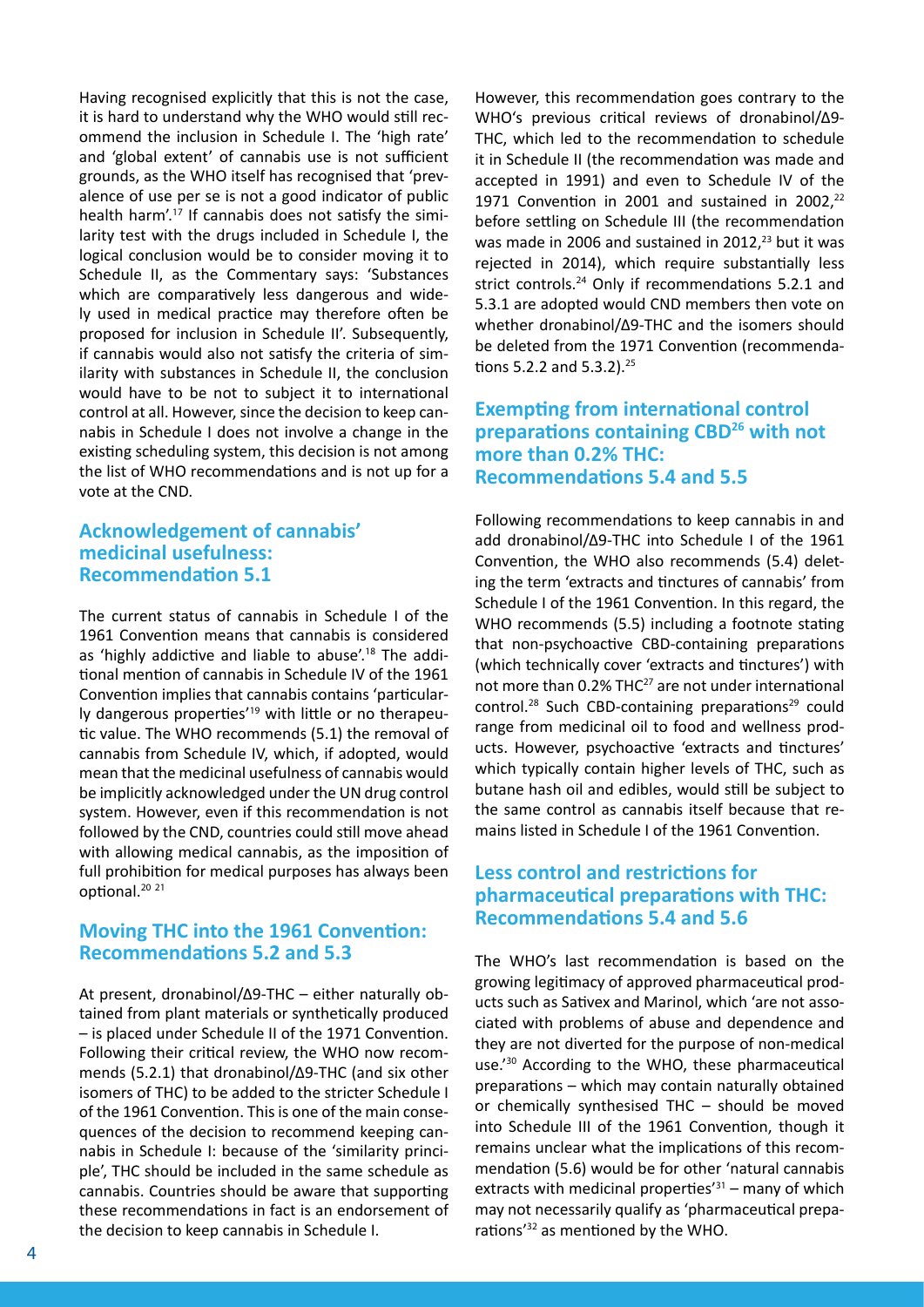Having recognised explicitly that this is not the case, it is hard to understand why the WHO would still recommend the inclusion in Schedule I. The 'high rate' and 'global extent' of cannabis use is not sufficient grounds, as the WHO itself has recognised that 'prevalence of use per se is not a good indicator of public health harm'.[17] If cannabis does not satisfy the similarity test with the drugs included in Schedule I, the logical conclusion would be to consider moving it to Schedule II, as the Commentary says: 'Substances which are comparatively less dangerous and widely used in medical practice may therefore often be proposed for inclusion in Schedule II'. Subsequently, if cannabis would also not satisfy the criteria of similarity with substances in Schedule II, the conclusion would have to be not to subject it to international control at all. However, since the decision to keep cannabis in Schedule I does not involve a change in the existing scheduling system, this decision is not among the list of WHO recommendations and is not up for a vote at the CND.

## Acknowledgement of cannabis' medicinal usefulness: Recommendation 5.1

The current status of cannabis in Schedule I of the 1961 Convention means that cannabis is considered as 'highly addictive and liable to abuse'.[18] The additional mention of cannabis in Schedule IV of the 1961 Convention implies that cannabis contains 'particularly dangerous properties'[19] with little or no therapeutic value. The WHO recommends (5.1) the removal of cannabis from Schedule IV, which, if adopted, would mean that the medicinal usefulness of cannabis would be implicitly acknowledged under the UN drug control system. However, even if this recommendation is not followed by the CND, countries could still move ahead with allowing medical cannabis, as the imposition of full prohibition for medical purposes has always been optional.[20] [21]

## Moving THC into the 1961 Convention: Recommendations 5.2 and 5.3

At present, dronabinol/Δ9-THC – either naturally obtained from plant materials or synthetically produced – is placed under Schedule II of the 1971 Convention. Following their critical review, the WHO now recommends (5.2.1) that dronabinol/Δ9-THC (and six other isomers of THC) to be added to the stricter Schedule I of the 1961 Convention. This is one of the main consequences of the decision to recommend keeping cannabis in Schedule I: because of the 'similarity principle', THC should be included in the same schedule as cannabis. Countries should be aware that supporting these recommendations in fact is an endorsement of the decision to keep cannabis in Schedule I.

However, this recommendation goes contrary to the WHO's previous critical reviews of dronabinol/Δ9-THC, which led to the recommendation to schedule it in Schedule II (the recommendation was made and accepted in 1991) and even to Schedule IV of the 1971 Convention in 2001 and sustained in 2002,[22] before settling on Schedule III (the recommendation was made in 2006 and sustained in 2012,[23] but it was rejected in 2014), which require substantially less strict controls.[24] Only if recommendations 5.2.1 and 5.3.1 are adopted would CND members then vote on whether dronabinol/Δ9-THC and the isomers should be deleted from the 1971 Convention (recommendations 5.2.2 and 5.3.2).[25]

## Exempting from international control preparations containing CBD[26] with not more than 0.2% THC: Recommendations 5.4 and 5.5

Following recommendations to keep cannabis in and add dronabinol/Δ9-THC into Schedule I of the 1961 Convention, the WHO also recommends (5.4) deleting the term 'extracts and tinctures of cannabis' from Schedule I of the 1961 Convention. In this regard, the WHO recommends (5.5) including a footnote stating that non-psychoactive CBD-containing preparations (which technically cover 'extracts and tinctures') with not more than 0.2% THC[27] are not under international control.[28] Such CBD-containing preparations[29] could range from medicinal oil to food and wellness products. However, psychoactive 'extracts and tinctures' which typically contain higher levels of THC, such as butane hash oil and edibles, would still be subject to the same control as cannabis itself because that remains listed in Schedule I of the 1961 Convention.

## Less control and restrictions for pharmaceutical preparations with THC: Recommendations 5.4 and 5.6

The WHO's last recommendation is based on the growing legitimacy of approved pharmaceutical products such as Sativex and Marinol, which 'are not associated with problems of abuse and dependence and they are not diverted for the purpose of non-medical use.'[30] According to the WHO, these pharmaceutical preparations – which may contain naturally obtained or chemically synthesised THC – should be moved into Schedule III of the 1961 Convention, though it remains unclear what the implications of this recommendation (5.6) would be for other 'natural cannabis extracts with medicinal properties'[31] – many of which may not necessarily qualify as 'pharmaceutical preparations'[32] as mentioned by the WHO.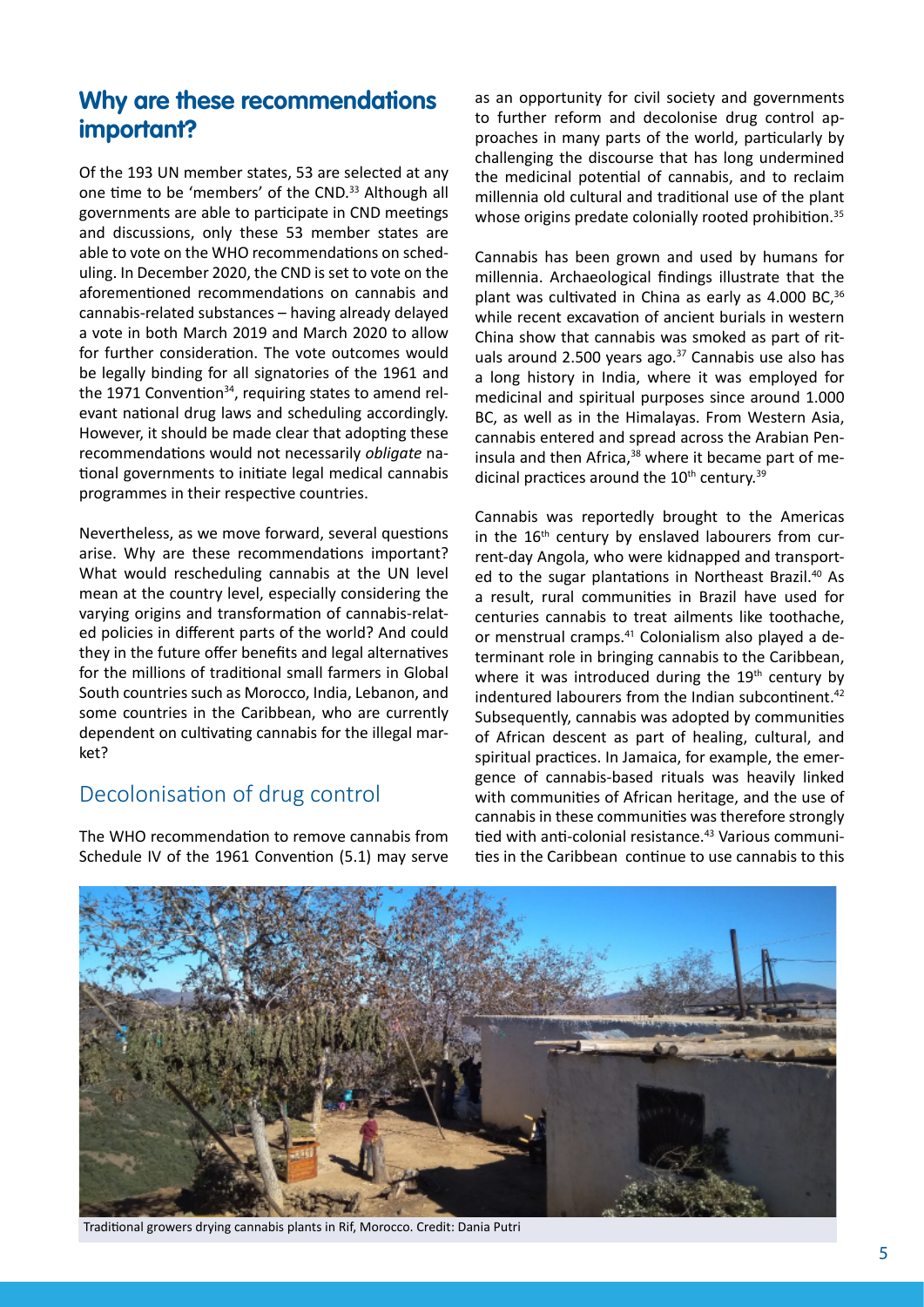## Why are these recommendations important?

Of the 193 UN member states, 53 are selected at any one time to be 'members' of the CND.[33] Although all governments are able to participate in CND meetings and discussions, only these 53 member states are able to vote on the WHO recommendations on scheduling. In December 2020, the CND is set to vote on the aforementioned recommendations on cannabis and cannabis-related substances – having already delayed a vote in both March 2019 and March 2020 to allow for further consideration. The vote outcomes would be legally binding for all signatories of the 1961 and the 1971 Convention[34], requiring states to amend relevant national drug laws and scheduling accordingly. However, it should be made clear that adopting these recommendations would not necessarily *obligate* national governments to initiate legal medical cannabis programmes in their respective countries.

Nevertheless, as we move forward, several questions arise. Why are these recommendations important? What would rescheduling cannabis at the UN level mean at the country level, especially considering the varying origins and transformation of cannabis-related policies in different parts of the world? And could they in the future offer benefits and legal alternatives for the millions of traditional small farmers in Global South countries such as Morocco, India, Lebanon, and some countries in the Caribbean, who are currently dependent on cultivating cannabis for the illegal market?

### Decolonisation of drug control

The WHO recommendation to remove cannabis from Schedule IV of the 1961 Convention (5.1) may serve as an opportunity for civil society and governments to further reform and decolonise drug control approaches in many parts of the world, particularly by challenging the discourse that has long undermined the medicinal potential of cannabis, and to reclaim millennia old cultural and traditional use of the plant whose origins predate colonially rooted prohibition.[35]

Cannabis has been grown and used by humans for millennia. Archaeological findings illustrate that the plant was cultivated in China as early as 4.000 BC,[36] while recent excavation of ancient burials in western China show that cannabis was smoked as part of rituals around 2.500 years ago.[37] Cannabis use also has a long history in India, where it was employed for medicinal and spiritual purposes since around 1.000 BC, as well as in the Himalayas. From Western Asia, cannabis entered and spread across the Arabian Peninsula and then Africa,[38] where it became part of medicinal practices around the 10th century.[39]

Cannabis was reportedly brought to the Americas in the 16th century by enslaved labourers from current-day Angola, who were kidnapped and transported to the sugar plantations in Northeast Brazil.[40] As a result, rural communities in Brazil have used for centuries cannabis to treat ailments like toothache, or menstrual cramps.[41] Colonialism also played a determinant role in bringing cannabis to the Caribbean, where it was introduced during the 19th century by indentured labourers from the Indian subcontinent.[42] Subsequently, cannabis was adopted by communities of African descent as part of healing, cultural, and spiritual practices. In Jamaica, for example, the emergence of cannabis-based rituals was heavily linked with communities of African heritage, and the use of cannabis in these communities was therefore strongly tied with anti-colonial resistance.[43] Various communities in the Caribbean continue to use cannabis to this

Traditional growers drying cannabis plants in Rif, Morocco. Credit: Dania Putri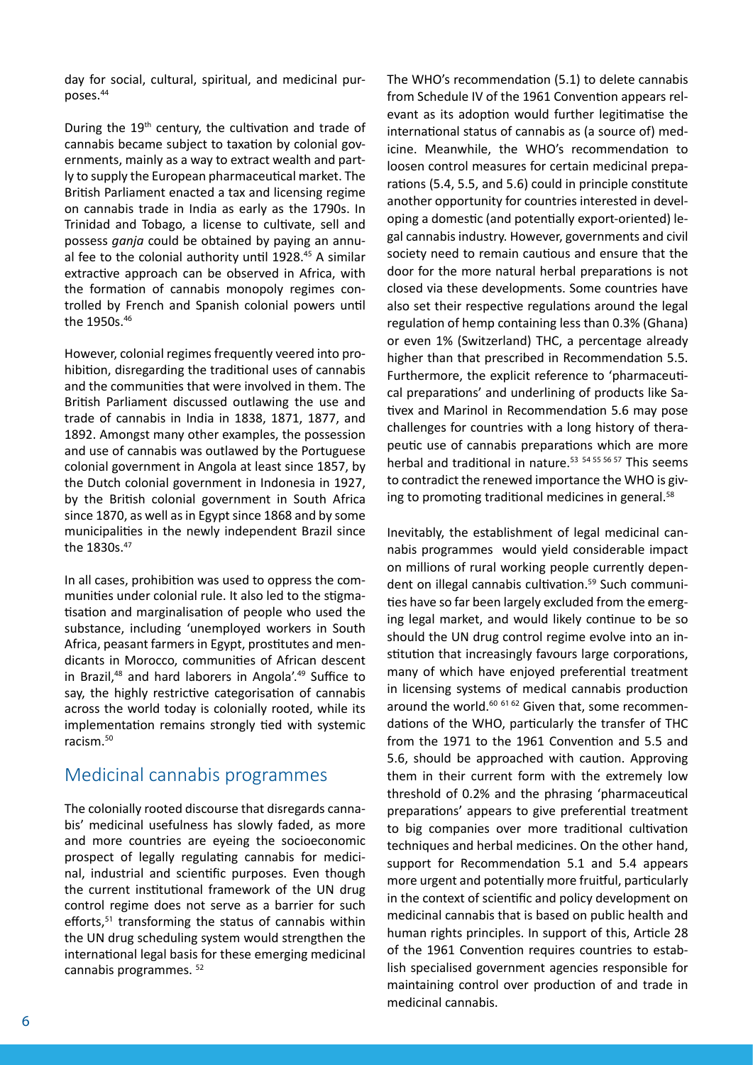day for social, cultural, spiritual, and medicinal purposes.[44]

During the 19th century, the cultivation and trade of cannabis became subject to taxation by colonial governments, mainly as a way to extract wealth and partly to supply the European pharmaceutical market. The British Parliament enacted a tax and licensing regime on cannabis trade in India as early as the 1790s. In Trinidad and Tobago, a license to cultivate, sell and possess *ganja* could be obtained by paying an annual fee to the colonial authority until 1928.[45] A similar extractive approach can be observed in Africa, with the formation of cannabis monopoly regimes controlled by French and Spanish colonial powers until the 1950s.[46]

However, colonial regimes frequently veered into prohibition, disregarding the traditional uses of cannabis and the communities that were involved in them. The British Parliament discussed outlawing the use and trade of cannabis in India in 1838, 1871, 1877, and 1892. Amongst many other examples, the possession and use of cannabis was outlawed by the Portuguese colonial government in Angola at least since 1857, by the Dutch colonial government in Indonesia in 1927, by the British colonial government in South Africa since 1870, as well as in Egypt since 1868 and by some municipalities in the newly independent Brazil since the 1830s.[47]

In all cases, prohibition was used to oppress the communities under colonial rule. It also led to the stigmatisation and marginalisation of people who used the substance, including 'unemployed workers in South Africa, peasant farmers in Egypt, prostitutes and mendicants in Morocco, communities of African descent in Brazil,[48] and hard laborers in Angola'.[49] Suffice to say, the highly restrictive categorisation of cannabis across the world today is colonially rooted, while its implementation remains strongly tied with systemic racism.[50]

## Medicinal cannabis programmes

The colonially rooted discourse that disregards cannabis' medicinal usefulness has slowly faded, as more and more countries are eyeing the socioeconomic prospect of legally regulating cannabis for medicinal, industrial and scientific purposes. Even though the current institutional framework of the UN drug control regime does not serve as a barrier for such efforts,[51] transforming the status of cannabis within the UN drug scheduling system would strengthen the international legal basis for these emerging medicinal cannabis programmes.[52]

The WHO's recommendation (5.1) to delete cannabis from Schedule IV of the 1961 Convention appears relevant as its adoption would further legitimatise the international status of cannabis as (a source of) medicine. Meanwhile, the WHO's recommendation to loosen control measures for certain medicinal preparations (5.4, 5.5, and 5.6) could in principle constitute another opportunity for countries interested in developing a domestic (and potentially export-oriented) legal cannabis industry. However, governments and civil society need to remain cautious and ensure that the door for the more natural herbal preparations is not closed via these developments. Some countries have also set their respective regulations around the legal regulation of hemp containing less than 0.3% (Ghana) or even 1% (Switzerland) THC, a percentage already higher than that prescribed in Recommendation 5.5. Furthermore, the explicit reference to 'pharmaceutical preparations' and underlining of products like Sativex and Marinol in Recommendation 5.6 may pose challenges for countries with a long history of therapeutic use of cannabis preparations which are more herbal and traditional in nature.[53 54 55 56 57] This seems to contradict the renewed importance the WHO is giving to promoting traditional medicines in general.[58]

Inevitably, the establishment of legal medicinal cannabis programmes would yield considerable impact on millions of rural working people currently dependent on illegal cannabis cultivation.[59] Such communities have so far been largely excluded from the emerging legal market, and would likely continue to be so should the UN drug control regime evolve into an institution that increasingly favours large corporations, many of which have enjoyed preferential treatment in licensing systems of medical cannabis production around the world.[60 61 62] Given that, some recommendations of the WHO, particularly the transfer of THC from the 1971 to the 1961 Convention and 5.5 and 5.6, should be approached with caution. Approving them in their current form with the extremely low threshold of 0.2% and the phrasing 'pharmaceutical preparations' appears to give preferential treatment to big companies over more traditional cultivation techniques and herbal medicines. On the other hand, support for Recommendation 5.1 and 5.4 appears more urgent and potentially more fruitful, particularly in the context of scientific and policy development on medicinal cannabis that is based on public health and human rights principles. In support of this, Article 28 of the 1961 Convention requires countries to establish specialised government agencies responsible for maintaining control over production of and trade in medicinal cannabis.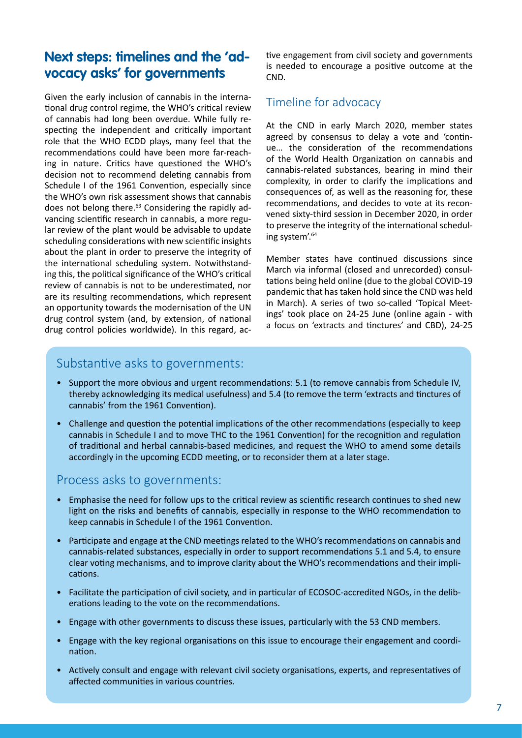## Next steps: timelines and the 'advocacy asks' for governments

Given the early inclusion of cannabis in the international drug control regime, the WHO's critical review of cannabis had long been overdue. While fully respecting the independent and critically important role that the WHO ECDD plays, many feel that the recommendations could have been more far-reaching in nature. Critics have questioned the WHO's decision not to recommend deleting cannabis from Schedule I of the 1961 Convention, especially since the WHO's own risk assessment shows that cannabis does not belong there.[63] Considering the rapidly advancing scientific research in cannabis, a more regular review of the plant would be advisable to update scheduling considerations with new scientific insights about the plant in order to preserve the integrity of the international scheduling system. Notwithstanding this, the political significance of the WHO's critical review of cannabis is not to be underestimated, nor are its resulting recommendations, which represent an opportunity towards the modernisation of the UN drug control system (and, by extension, of national drug control policies worldwide). In this regard, active engagement from civil society and governments is needed to encourage a positive outcome at the CND.

### Timeline for advocacy

At the CND in early March 2020, member states agreed by consensus to delay a vote and 'continue… the consideration of the recommendations of the World Health Organization on cannabis and cannabis-related substances, bearing in mind their complexity, in order to clarify the implications and consequences of, as well as the reasoning for, these recommendations, and decides to vote at its reconvened sixty-third session in December 2020, in order to preserve the integrity of the international scheduling system'.[64]

Member states have continued discussions since March via informal (closed and unrecorded) consultations being held online (due to the global COVID-19 pandemic that has taken hold since the CND was held in March). A series of two so-called 'Topical Meetings' took place on 24-25 June (online again - with a focus on 'extracts and tinctures' and CBD), 24-25

### Substantive asks to governments:

- Support the more obvious and urgent recommendations: 5.1 (to remove cannabis from Schedule IV, thereby acknowledging its medical usefulness) and 5.4 (to remove the term 'extracts and tinctures of cannabis' from the 1961 Convention).
- Challenge and question the potential implications of the other recommendations (especially to keep cannabis in Schedule I and to move THC to the 1961 Convention) for the recognition and regulation of traditional and herbal cannabis-based medicines, and request the WHO to amend some details accordingly in the upcoming ECDD meeting, or to reconsider them at a later stage.

### Process asks to governments:

- Emphasise the need for follow ups to the critical review as scientific research continues to shed new light on the risks and benefits of cannabis, especially in response to the WHO recommendation to keep cannabis in Schedule I of the 1961 Convention.
- Participate and engage at the CND meetings related to the WHO's recommendations on cannabis and cannabis-related substances, especially in order to support recommendations 5.1 and 5.4, to ensure clear voting mechanisms, and to improve clarity about the WHO's recommendations and their implications.
- Facilitate the participation of civil society, and in particular of ECOSOC-accredited NGOs, in the deliberations leading to the vote on the recommendations.
- Engage with other governments to discuss these issues, particularly with the 53 CND members.
- Engage with the key regional organisations on this issue to encourage their engagement and coordination.
- Actively consult and engage with relevant civil society organisations, experts, and representatives of affected communities in various countries.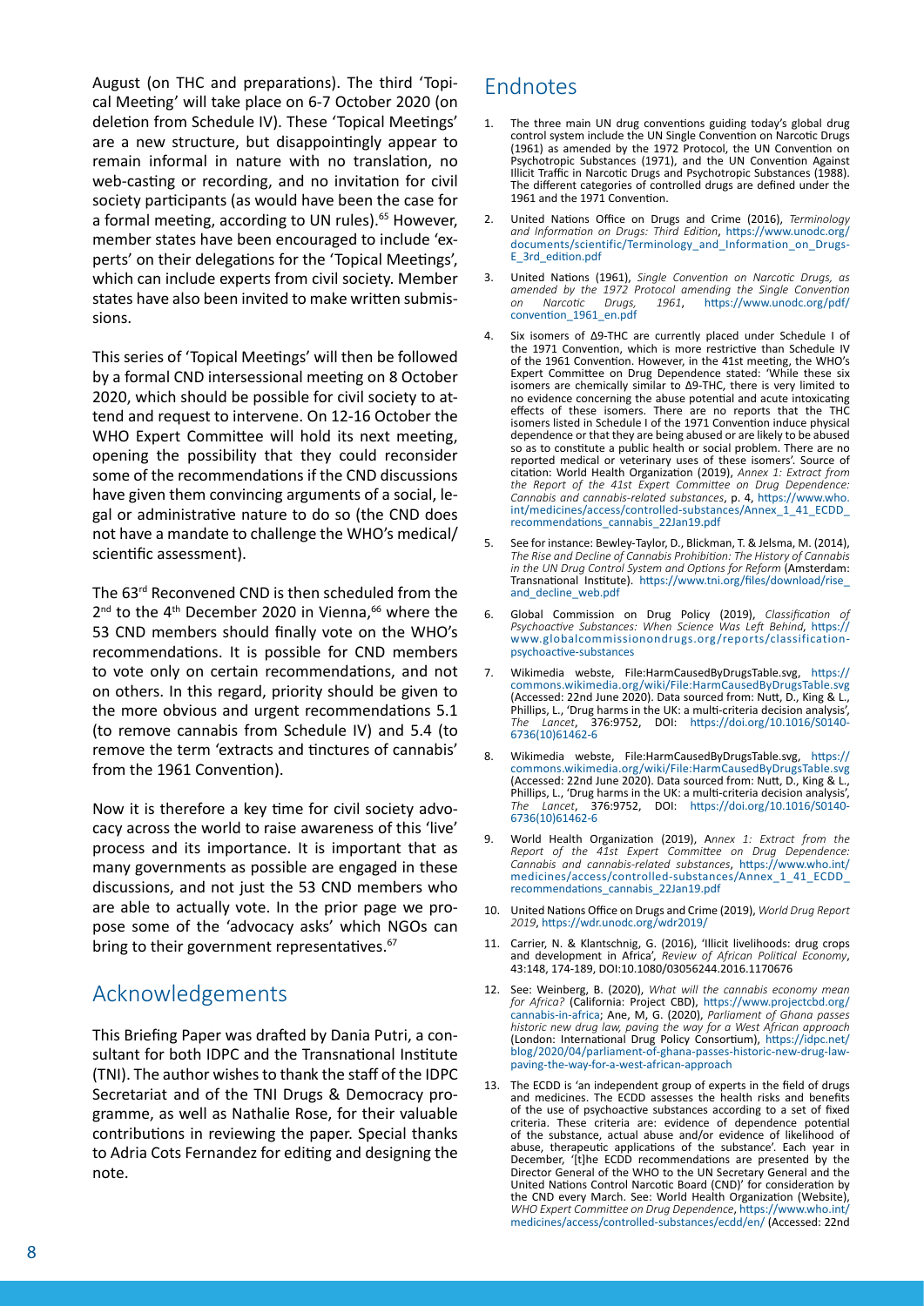August (on THC and preparations). The third 'Topical Meeting' will take place on 6-7 October 2020 (on deletion from Schedule IV). These 'Topical Meetings' are a new structure, but disappointingly appear to remain informal in nature with no translation, no web-casting or recording, and no invitation for civil society participants (as would have been the case for a formal meeting, according to UN rules).[65] However, member states have been encouraged to include 'experts' on their delegations for the 'Topical Meetings', which can include experts from civil society. Member states have also been invited to make written submissions.

This series of 'Topical Meetings' will then be followed by a formal CND intersessional meeting on 8 October 2020, which should be possible for civil society to attend and request to intervene. On 12-16 October the WHO Expert Committee will hold its next meeting, opening the possibility that they could reconsider some of the recommendations if the CND discussions have given them convincing arguments of a social, legal or administrative nature to do so (the CND does not have a mandate to challenge the WHO's medical/scientific assessment).

The 63rd Reconvened CND is then scheduled from the 2nd to the 4th December 2020 in Vienna,[66] where the 53 CND members should finally vote on the WHO's recommendations. It is possible for CND members to vote only on certain recommendations, and not on others. In this regard, priority should be given to the more obvious and urgent recommendations 5.1 (to remove cannabis from Schedule IV) and 5.4 (to remove the term 'extracts and tinctures of cannabis' from the 1961 Convention).

Now it is therefore a key time for civil society advocacy across the world to raise awareness of this 'live' process and its importance. It is important that as many governments as possible are engaged in these discussions, and not just the 53 CND members who are able to actually vote. In the prior page we propose some of the 'advocacy asks' which NGOs can bring to their government representatives.[67]

## Acknowledgements

This Briefing Paper was drafted by Dania Putri, a consultant for both IDPC and the Transnational Institute (TNI). The author wishes to thank the staff of the IDPC Secretariat and of the TNI Drugs & Democracy programme, as well as Nathalie Rose, for their valuable contributions in reviewing the paper. Special thanks to Adria Cots Fernandez for editing and designing the note.

## Endnotes

1. The three main UN drug conventions guiding today's global drug control system include the UN Single Convention on Narcotic Drugs (1961) as amended by the 1972 Protocol, the UN Convention on Psychotropic Substances (1971), and the UN Convention Against Illicit Traffic in Narcotic Drugs and Psychotropic Substances (1988). The different categories of controlled drugs are defined under the 1961 and the 1971 Convention.
2. United Nations Office on Drugs and Crime (2016), *Terminology and Information on Drugs: Third Edition*, https://www.unodc.org/documents/scientific/Terminology_and_Information_on_Drugs-E_3rd_edition.pdf
3. United Nations (1961), *Single Convention on Narcotic Drugs, as amended by the 1972 Protocol amending the Single Convention on Narcotic Drugs, 1961*, https://www.unodc.org/pdf/convention_1961_en.pdf
4. Six isomers of Δ9-THC are currently placed under Schedule I of the 1971 Convention, which is more restrictive than Schedule IV of the 1961 Convention. However, in the 41st meeting, the WHO's Expert Committee on Drug Dependence stated: 'While these six isomers are chemically similar to Δ9-THC, there is very limited to no evidence concerning the abuse potential and acute intoxicating effects of these isomers. There are no reports that the THC isomers listed in Schedule I of the 1971 Convention induce physical dependence or that they are being abused or are likely to be abused so as to constitute a public health or social problem. There are no reported medical or veterinary uses of these isomers'. Source of citation: World Health Organization (2019), *Annex 1: Extract from the Report of the 41st Expert Committee on Drug Dependence: Cannabis and cannabis-related substances*, p. 4, https://www.who.int/medicines/access/controlled-substances/Annex_1_41_ECDD_recommendations_cannabis_22Jan19.pdf
5. See for instance: Bewley-Taylor, D., Blickman, T. & Jelsma, M. (2014), *The Rise and Decline of Cannabis Prohibition: The History of Cannabis in the UN Drug Control System and Options for Reform* (Amsterdam: Transnational Institute). https://www.tni.org/files/download/rise_and_decline_web.pdf
6. Global Commission on Drug Policy (2019), *Classification of Psychoactive Substances: When Science Was Left Behind*, https://www.globalcommissionondrugs.org/reports/classification-psychoactive-substances
7. Wikimedia webste, File:HarmCausedByDrugsTable.svg, https://commons.wikimedia.org/wiki/File:HarmCausedByDrugsTable.svg (Accessed: 22nd June 2020). Data sourced from: Nutt, D., King & L., Phillips, L., 'Drug harms in the UK: a multi-criteria decision analysis', *The Lancet*, 376:9752, DOI: https://doi.org/10.1016/S0140-6736(10)61462-6
8. Wikimedia webste, File:HarmCausedByDrugsTable.svg, https://commons.wikimedia.org/wiki/File:HarmCausedByDrugsTable.svg (Accessed: 22nd June 2020). Data sourced from: Nutt, D., King & L., Phillips, L., 'Drug harms in the UK: a multi-criteria decision analysis', *The Lancet*, 376:9752, DOI: https://doi.org/10.1016/S0140-6736(10)61462-6
9. World Health Organization (2019), A*nnex 1: Extract from the Report of the 41st Expert Committee on Drug Dependence: Cannabis and cannabis-related substances*, https://www.who.int/medicines/access/controlled-substances/Annex_1_41_ECDD_recommendations_cannabis_22Jan19.pdf
10. United Nations Office on Drugs and Crime (2019), *World Drug Report 2019*, https://wdr.unodc.org/wdr2019/
11. Carrier, N. & Klantschnig, G. (2016), 'Illicit livelihoods: drug crops and development in Africa', *Review of African Political Economy*, 43:148, 174-189, DOI:10.1080/03056244.2016.1170676
12. See: Weinberg, B. (2020), *What will the cannabis economy mean for Africa?* (California: Project CBD), https://www.projectcbd.org/cannabis-in-africa; Ane, M, G. (2020), *Parliament of Ghana passes historic new drug law, paving the way for a West African approach* (London: International Drug Policy Consortium), https://idpc.net/blog/2020/04/parliament-of-ghana-passes-historic-new-drug-law-paving-the-way-for-a-west-african-approach
13. The ECDD is 'an independent group of experts in the field of drugs and medicines. The ECDD assesses the health risks and benefits of the use of psychoactive substances according to a set of fixed criteria. These criteria are: evidence of dependence potential of the substance, actual abuse and/or evidence of likelihood of abuse, therapeutic applications of the substance'. Each year in December, '[t]he ECDD recommendations are presented by the Director General of the WHO to the UN Secretary General and the United Nations Control Narcotic Board (CND)' for consideration by the CND every March. See: World Health Organization (Website), *WHO Expert Committee on Drug Dependence*, https://www.who.int/medicines/access/controlled-substances/ecdd/en/ (Accessed: 22nd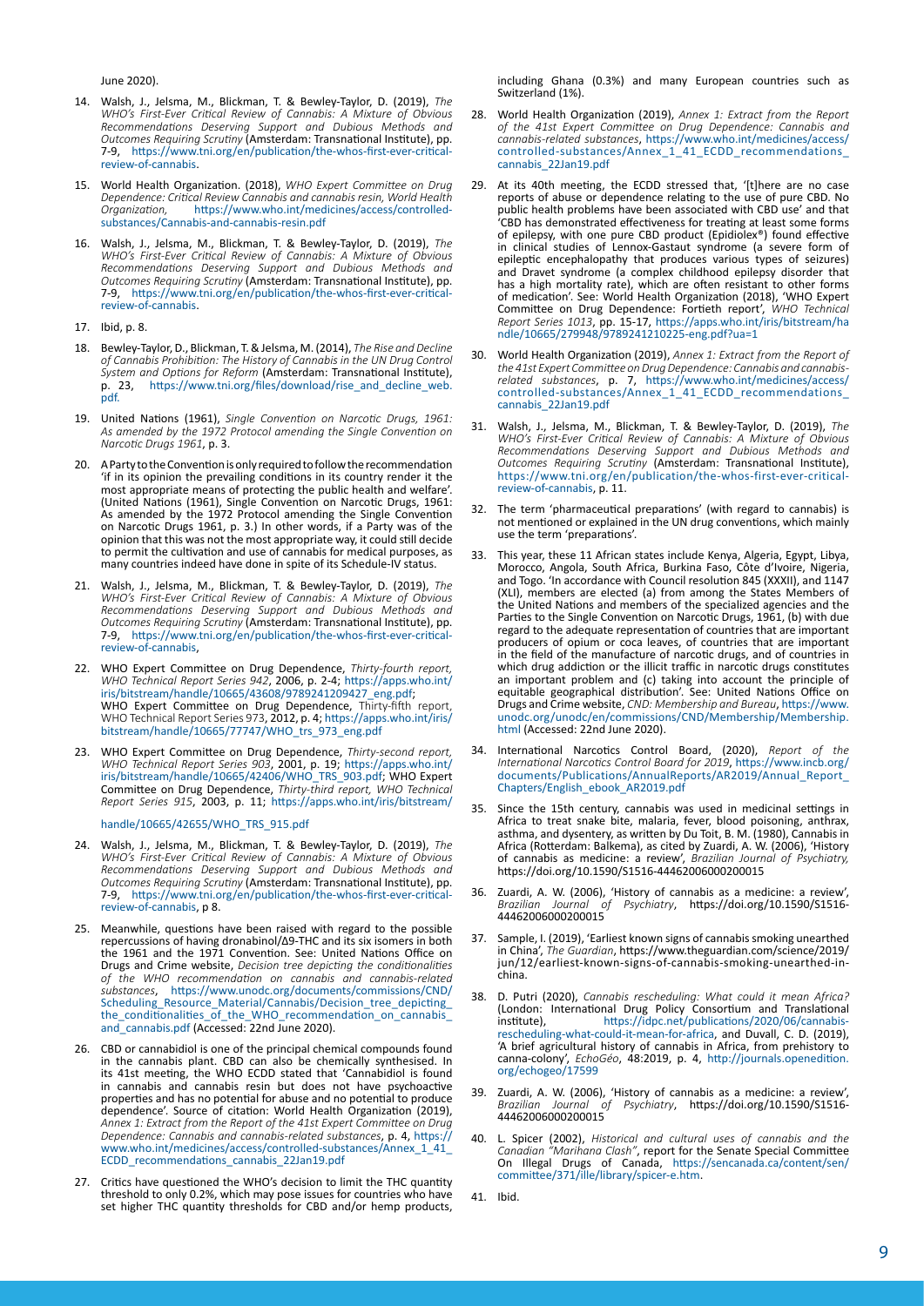June 2020).

14. Walsh, J., Jelsma, M., Blickman, T. & Bewley-Taylor, D. (2019), *The WHO's First-Ever Critical Review of Cannabis: A Mixture of Obvious Recommendations Deserving Support and Dubious Methods and Outcomes Requiring Scrutiny* (Amsterdam: Transnational Institute), pp. 7-9, https://www.tni.org/en/publication/the-whos-first-ever-critical-review-of-cannabis.

15. World Health Organization. (2018), *WHO Expert Committee on Drug Dependence: Critical Review Cannabis and cannabis resin, World Health Organization,* https://www.who.int/medicines/access/controlled-substances/Cannabis-and-cannabis-resin.pdf

16. Walsh, J., Jelsma, M., Blickman, T. & Bewley-Taylor, D. (2019), *The WHO's First-Ever Critical Review of Cannabis: A Mixture of Obvious Recommendations Deserving Support and Dubious Methods and Outcomes Requiring Scrutiny* (Amsterdam: Transnational Institute), pp. 7-9, https://www.tni.org/en/publication/the-whos-first-ever-critical-review-of-cannabis.

17. Ibid, p. 8.

18. Bewley-Taylor, D., Blickman, T. & Jelsma, M. (2014), *The Rise and Decline of Cannabis Prohibition: The History of Cannabis in the UN Drug Control System and Options for Reform* (Amsterdam: Transnational Institute), p. 23, https://www.tni.org/files/download/rise_and_decline_web.pdf.

19. United Nations (1961), *Single Convention on Narcotic Drugs, 1961: As amended by the 1972 Protocol amending the Single Convention on Narcotic Drugs 1961*, p. 3.

20. A Party to the Convention is only required to follow the recommendation 'if in its opinion the prevailing conditions in its country render it the most appropriate means of protecting the public health and welfare'. (United Nations (1961), Single Convention on Narcotic Drugs, 1961: As amended by the 1972 Protocol amending the Single Convention on Narcotic Drugs 1961, p. 3.) In other words, if a Party was of the opinion that this was not the most appropriate way, it could still decide to permit the cultivation and use of cannabis for medical purposes, as many countries indeed have done in spite of its Schedule-IV status.

21. Walsh, J., Jelsma, M., Blickman, T. & Bewley-Taylor, D. (2019), *The WHO's First-Ever Critical Review of Cannabis: A Mixture of Obvious Recommendations Deserving Support and Dubious Methods and Outcomes Requiring Scrutiny* (Amsterdam: Transnational Institute), pp. 7-9, https://www.tni.org/en/publication/the-whos-first-ever-critical-review-of-cannabis,

22. WHO Expert Committee on Drug Dependence, *Thirty-fourth report, WHO Technical Report Series 942*, 2006, p. 2-4; https://apps.who.int/iris/bitstream/handle/10665/43608/9789241209427_eng.pdf; WHO Expert Committee on Drug Dependence, Thirty-fifth report, WHO Technical Report Series 973, 2012, p. 4; https://apps.who.int/iris/bitstream/handle/10665/77747/WHO_trs_973_eng.pdf

23. WHO Expert Committee on Drug Dependence, *Thirty-second report, WHO Technical Report Series 903*, 2001, p. 19; https://apps.who.int/iris/bitstream/handle/10665/42406/WHO_TRS_903.pdf; WHO Expert Committee on Drug Dependence, *Thirty-third report, WHO Technical Report Series 915*, 2003, p. 11; https://apps.who.int/iris/bitstream/handle/10665/42655/WHO_TRS_915.pdf

24. Walsh, J., Jelsma, M., Blickman, T. & Bewley-Taylor, D. (2019), *The WHO's First-Ever Critical Review of Cannabis: A Mixture of Obvious Recommendations Deserving Support and Dubious Methods and Outcomes Requiring Scrutiny* (Amsterdam: Transnational Institute), pp. 7-9, https://www.tni.org/en/publication/the-whos-first-ever-critical-review-of-cannabis, p 8.

25. Meanwhile, questions have been raised with regard to the possible repercussions of having dronabinol/Δ9-THC and its six isomers in both the 1961 and the 1971 Convention. See: United Nations Office on Drugs and Crime website, *Decision tree depicting the conditionalities of the WHO recommendation on cannabis and cannabis-related substances*, https://www.unodc.org/documents/commissions/CND/Scheduling_Resource_Material/Cannabis/Decision_tree_depicting_the_conditionalities_of_the_WHO_recommendation_on_cannabis_and_cannabis.pdf (Accessed: 22nd June 2020).

26. CBD or cannabidiol is one of the principal chemical compounds found in the cannabis plant. CBD can also be chemically synthesised. In its 41st meeting, the WHO ECDD stated that 'Cannabidiol is found in cannabis and cannabis resin but does not have psychoactive properties and has no potential for abuse and no potential to produce dependence'. Source of citation: World Health Organization (2019), *Annex 1: Extract from the Report of the 41st Expert Committee on Drug Dependence: Cannabis and cannabis-related substances*, p. 4, https://www.who.int/medicines/access/controlled-substances/Annex_1_41_ECDD_recommendations_cannabis_22Jan19.pdf

27. Critics have questioned the WHO's decision to limit the THC quantity threshold to only 0.2%, which may pose issues for countries who have set higher THC quantity thresholds for CBD and/or hemp products, including Ghana (0.3%) and many European countries such as Switzerland (1%).

28. World Health Organization (2019), *Annex 1: Extract from the Report of the 41st Expert Committee on Drug Dependence: Cannabis and cannabis-related substances*, https://www.who.int/medicines/access/controlled-substances/Annex_1_41_ECDD_recommendations_cannabis_22Jan19.pdf

29. At its 40th meeting, the ECDD stressed that, '[t]here are no case reports of abuse or dependence relating to the use of pure CBD. No public health problems have been associated with CBD use' and that 'CBD has demonstrated effectiveness for treating at least some forms of epilepsy, with one pure CBD product (Epidiolex®) found effective in clinical studies of Lennox-Gastaut syndrome (a severe form of epileptic encephalopathy that produces various types of seizures) and Dravet syndrome (a complex childhood epilepsy disorder that has a high mortality rate), which are often resistant to other forms of medication'. See: World Health Organization (2018), 'WHO Expert Committee on Drug Dependence: Fortieth report', *WHO Technical Report Series 1013*, pp. 15-17, https://apps.who.int/iris/bitstream/handle/10665/279948/9789241210225-eng.pdf?ua=1

30. World Health Organization (2019), *Annex 1: Extract from the Report of the 41st Expert Committee on Drug Dependence: Cannabis and cannabis-related substances*, p. 7, https://www.who.int/medicines/access/controlled-substances/Annex_1_41_ECDD_recommendations_cannabis_22Jan19.pdf

31. Walsh, J., Jelsma, M., Blickman, T. & Bewley-Taylor, D. (2019), *The WHO's First-Ever Critical Review of Cannabis: A Mixture of Obvious Recommendations Deserving Support and Dubious Methods and Outcomes Requiring Scrutiny* (Amsterdam: Transnational Institute), https://www.tni.org/en/publication/the-whos-first-ever-critical-review-of-cannabis, p. 11.

32. The term 'pharmaceutical preparations' (with regard to cannabis) is not mentioned or explained in the UN drug conventions, which mainly use the term 'preparations'.

33. This year, these 11 African states include Kenya, Algeria, Egypt, Libya, Morocco, Angola, South Africa, Burkina Faso, Côte d'Ivoire, Nigeria, and Togo. 'In accordance with Council resolution 845 (XXXII), and 1147 (XLI), members are elected (a) from among the States Members of the United Nations and members of the specialized agencies and the Parties to the Single Convention on Narcotic Drugs, 1961, (b) with due regard to the adequate representation of countries that are important producers of opium or coca leaves, of countries that are important in the field of the manufacture of narcotic drugs, and of countries in which drug addiction or the illicit traffic in narcotic drugs constitutes an important problem and (c) taking into account the principle of equitable geographical distribution'. See: United Nations Office on Drugs and Crime website, *CND: Membership and Bureau*, https://www.unodc.org/unodc/en/commissions/CND/Membership/Membership.html (Accessed: 22nd June 2020).

34. International Narcotics Control Board, (2020), *Report of the International Narcotics Control Board for 2019*, https://www.incb.org/documents/Publications/AnnualReports/AR2019/Annual_Report_Chapters/English_ebook_AR2019.pdf

35. Since the 15th century, cannabis was used in medicinal settings in Africa to treat snake bite, malaria, fever, blood poisoning, anthrax, asthma, and dysentery, as written by Du Toit, B. M. (1980), Cannabis in Africa (Rotterdam: Balkema), as cited by Zuardi, A. W. (2006), 'History of cannabis as medicine: a review', *Brazilian Journal of Psychiatry,* https://doi.org/10.1590/S1516-44462006000200015

36. Zuardi, A. W. (2006), 'History of cannabis as a medicine: a review', *Brazilian Journal of Psychiatry*, https://doi.org/10.1590/S1516-44462006000200015

37. Sample, I. (2019), 'Earliest known signs of cannabis smoking unearthed in China', *The Guardian*, https://www.theguardian.com/science/2019/jun/12/earliest-known-signs-of-cannabis-smoking-unearthed-in-china.

38. D. Putri (2020), *Cannabis rescheduling: What could it mean Africa?* (London: International Drug Policy Consortium and Translational institute), https://idpc.net/publications/2020/06/cannabis-rescheduling-what-could-it-mean-for-africa, and Duvall, C. D. (2019), 'A brief agricultural history of cannabis in Africa, from prehistory to canna-colony', *EchoGéo*, 48:2019, p. 4, http://journals.openedition.org/echogeo/17599

39. Zuardi, A. W. (2006), 'History of cannabis as a medicine: a review', *Brazilian Journal of Psychiatry*, https://doi.org/10.1590/S1516-44462006000200015

40. L. Spicer (2002), *Historical and cultural uses of cannabis and the Canadian "Marihana Clash"*, report for the Senate Special Committee On Illegal Drugs of Canada, https://sencanada.ca/content/sen/committee/371/ille/library/spicer-e.htm.

41. Ibid.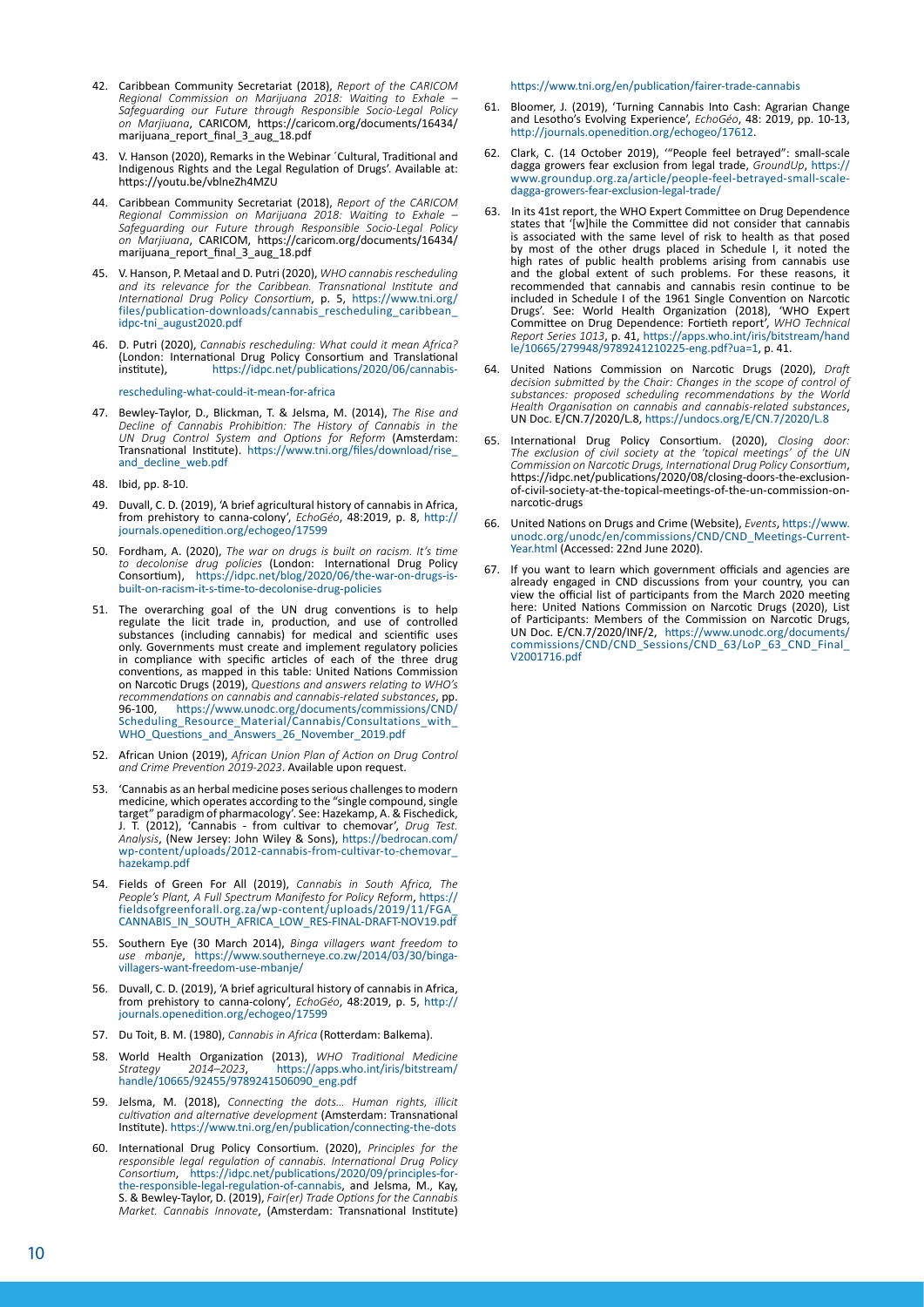42. Caribbean Community Secretariat (2018), *Report of the CARICOM Regional Commission on Marijuana 2018: Waiting to Exhale – Safeguarding our Future through Responsible Socio-Legal Policy on Marjiuana*, CARICOM, https://caricom.org/documents/16434/marijuana_report_final_3_aug_18.pdf

43. V. Hanson (2020), Remarks in the Webinar ´Cultural, Traditional and Indigenous Rights and the Legal Regulation of Drugs'. Available at: https://youtu.be/vblneZh4MZU

44. Caribbean Community Secretariat (2018), *Report of the CARICOM Regional Commission on Marijuana 2018: Waiting to Exhale – Safeguarding our Future through Responsible Socio-Legal Policy on Marjiuana*, CARICOM, https://caricom.org/documents/16434/marijuana_report_final_3_aug_18.pdf

45. V. Hanson, P. Metaal and D. Putri (2020), *WHO cannabis rescheduling and its relevance for the Caribbean. Transnational Institute and International Drug Policy Consortium*, p. 5, https://www.tni.org/files/publication-downloads/cannabis_rescheduling_caribbean_idpc-tni_august2020.pdf

46. D. Putri (2020), *Cannabis rescheduling: What could it mean Africa?* (London: International Drug Policy Consortium and Translational institute), https://idpc.net/publications/2020/06/cannabis-rescheduling-what-could-it-mean-for-africa

47. Bewley-Taylor, D., Blickman, T. & Jelsma, M. (2014), *The Rise and Decline of Cannabis Prohibition: The History of Cannabis in the UN Drug Control System and Options for Reform* (Amsterdam: Transnational Institute). https://www.tni.org/files/download/rise_and_decline_web.pdf

48. Ibid, pp. 8-10.

49. Duvall, C. D. (2019), 'A brief agricultural history of cannabis in Africa, from prehistory to canna-colony', *EchoGéo*, 48:2019, p. 8, http://journals.openedition.org/echogeo/17599

50. Fordham, A. (2020), *The war on drugs is built on racism. It's time to decolonise drug policies* (London: International Drug Policy Consortium), https://idpc.net/blog/2020/06/the-war-on-drugs-is-built-on-racism-it-s-time-to-decolonise-drug-policies

51. The overarching goal of the UN drug conventions is to help regulate the licit trade in, production, and use of controlled substances (including cannabis) for medical and scientific uses only. Governments must create and implement regulatory policies in compliance with specific articles of each of the three drug conventions, as mapped in this table: United Nations Commission on Narcotic Drugs (2019), *Questions and answers relating to WHO's recommendations on cannabis and cannabis-related substances*, pp. 96-100, https://www.unodc.org/documents/commissions/CND/Scheduling_Resource_Material/Cannabis/Consultations_with_WHO_Questions_and_Answers_26_November_2019.pdf

52. African Union (2019), *African Union Plan of Action on Drug Control and Crime Prevention 2019-2023*. Available upon request.

53. 'Cannabis as an herbal medicine poses serious challenges to modern medicine, which operates according to the "single compound, single target" paradigm of pharmacology'. See: Hazekamp, A. & Fischedick, J. T. (2012), 'Cannabis - from cultivar to chemovar', *Drug Test. Analysis*, (New Jersey: John Wiley & Sons), https://bedrocan.com/wp-content/uploads/2012-cannabis-from-cultivar-to-chemovar_hazekamp.pdf

54. Fields of Green For All (2019), *Cannabis in South Africa, The People's Plant, A Full Spectrum Manifesto for Policy Reform*, https://fieldsofgreenforall.org.za/wp-content/uploads/2019/11/FGA_CANNABIS_IN_SOUTH_AFRICA_LOW_RES-FINAL-DRAFT-NOV19.pdf

55. Southern Eye (30 March 2014), *Binga villagers want freedom to use mbanje*, https://www.southerneye.co.zw/2014/03/30/binga-villagers-want-freedom-use-mbanje/

56. Duvall, C. D. (2019), 'A brief agricultural history of cannabis in Africa, from prehistory to canna-colony', *EchoGéo*, 48:2019, p. 5, http://journals.openedition.org/echogeo/17599

57. Du Toit, B. M. (1980), *Cannabis in Africa* (Rotterdam: Balkema).

58. World Health Organization (2013), *WHO Traditional Medicine Strategy 2014–2023*, https://apps.who.int/iris/bitstream/handle/10665/92455/9789241506090_eng.pdf

59. Jelsma, M. (2018), *Connecting the dots… Human rights, illicit cultivation and alternative development* (Amsterdam: Transnational Institute). https://www.tni.org/en/publication/connecting-the-dots

60. International Drug Policy Consortium. (2020), *Principles for the responsible legal regulation of cannabis. International Drug Policy Consortium*, https://idpc.net/publications/2020/09/principles-for-the-responsible-legal-regulation-of-cannabis, and Jelsma, M., Kay, S. & Bewley-Taylor, D. (2019), *Fair(er) Trade Options for the Cannabis Market. Cannabis Innovate*, (Amsterdam: Transnational Institute) https://www.tni.org/en/publication/fairer-trade-cannabis

61. Bloomer, J. (2019), 'Turning Cannabis Into Cash: Agrarian Change and Lesotho's Evolving Experience', *EchoGéo*, 48: 2019, pp. 10-13, http://journals.openedition.org/echogeo/17612.

62. Clark, C. (14 October 2019), '"People feel betrayed": small-scale dagga growers fear exclusion from legal trade, *GroundUp*, https://www.groundup.org.za/article/people-feel-betrayed-small-scale-dagga-growers-fear-exclusion-legal-trade/

63. In its 41st report, the WHO Expert Committee on Drug Dependence states that '[w]hile the Committee did not consider that cannabis is associated with the same level of risk to health as that posed by most of the other drugs placed in Schedule I, it noted the high rates of public health problems arising from cannabis use and the global extent of such problems. For these reasons, it recommended that cannabis and cannabis resin continue to be included in Schedule I of the 1961 Single Convention on Narcotic Drugs'. See: World Health Organization (2018), 'WHO Expert Committee on Drug Dependence: Fortieth report', *WHO Technical Report Series 1013*, p. 41, https://apps.who.int/iris/bitstream/handle/10665/279948/9789241210225-eng.pdf?ua=1, p. 41.

64. United Nations Commission on Narcotic Drugs (2020), *Draft decision submitted by the Chair: Changes in the scope of control of substances: proposed scheduling recommendations by the World Health Organisation on cannabis and cannabis-related substances*, UN Doc. E/CN.7/2020/L.8, https://undocs.org/E/CN.7/2020/L.8

65. International Drug Policy Consortium. (2020), *Closing door: The exclusion of civil society at the 'topical meetings' of the UN Commission on Narcotic Drugs, International Drug Policy Consortium*, https://idpc.net/publications/2020/08/closing-doors-the-exclusion-of-civil-society-at-the-topical-meetings-of-the-un-commission-on-narcotic-drugs

66. United Nations on Drugs and Crime (Website), *Events*, https://www.unodc.org/unodc/en/commissions/CND/CND_Meetings-Current-Year.html (Accessed: 22nd June 2020).

67. If you want to learn which government officials and agencies are already engaged in CND discussions from your country, you can view the official list of participants from the March 2020 meeting here: United Nations Commission on Narcotic Drugs (2020), List of Participants: Members of the Commission on Narcotic Drugs, UN Doc. E/CN.7/2020/INF/2, https://www.unodc.org/documents/commissions/CND/CND_Sessions/CND_63/LoP_63_CND_Final_V2001716.pdf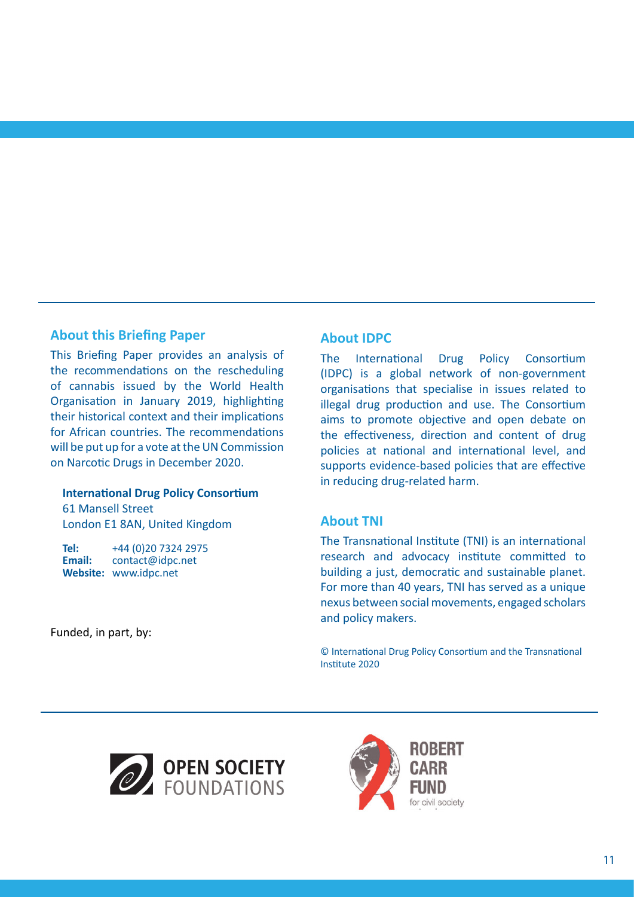## About this Briefing Paper

This Briefing Paper provides an analysis of the recommendations on the rescheduling of cannabis issued by the World Health Organisation in January 2019, highlighting their historical context and their implications for African countries. The recommendations will be put up for a vote at the UN Commission on Narcotic Drugs in December 2020.

**International Drug Policy Consortium**
61 Mansell Street
London E1 8AN, United Kingdom

**Tel:** +44 (0)20 7324 2975
**Email:** contact@idpc.net
**Website:** www.idpc.net

Funded, in part, by:

## About IDPC

The International Drug Policy Consortium (IDPC) is a global network of non-government organisations that specialise in issues related to illegal drug production and use. The Consortium aims to promote objective and open debate on the effectiveness, direction and content of drug policies at national and international level, and supports evidence-based policies that are effective in reducing drug-related harm.

## About TNI

The Transnational Institute (TNI) is an international research and advocacy institute committed to building a just, democratic and sustainable planet. For more than 40 years, TNI has served as a unique nexus between social movements, engaged scholars and policy makers.

© International Drug Policy Consortium and the Transnational Institute 2020

OPEN SOCIETY FOUNDATIONS

ROBERT CARR FUND for civil society